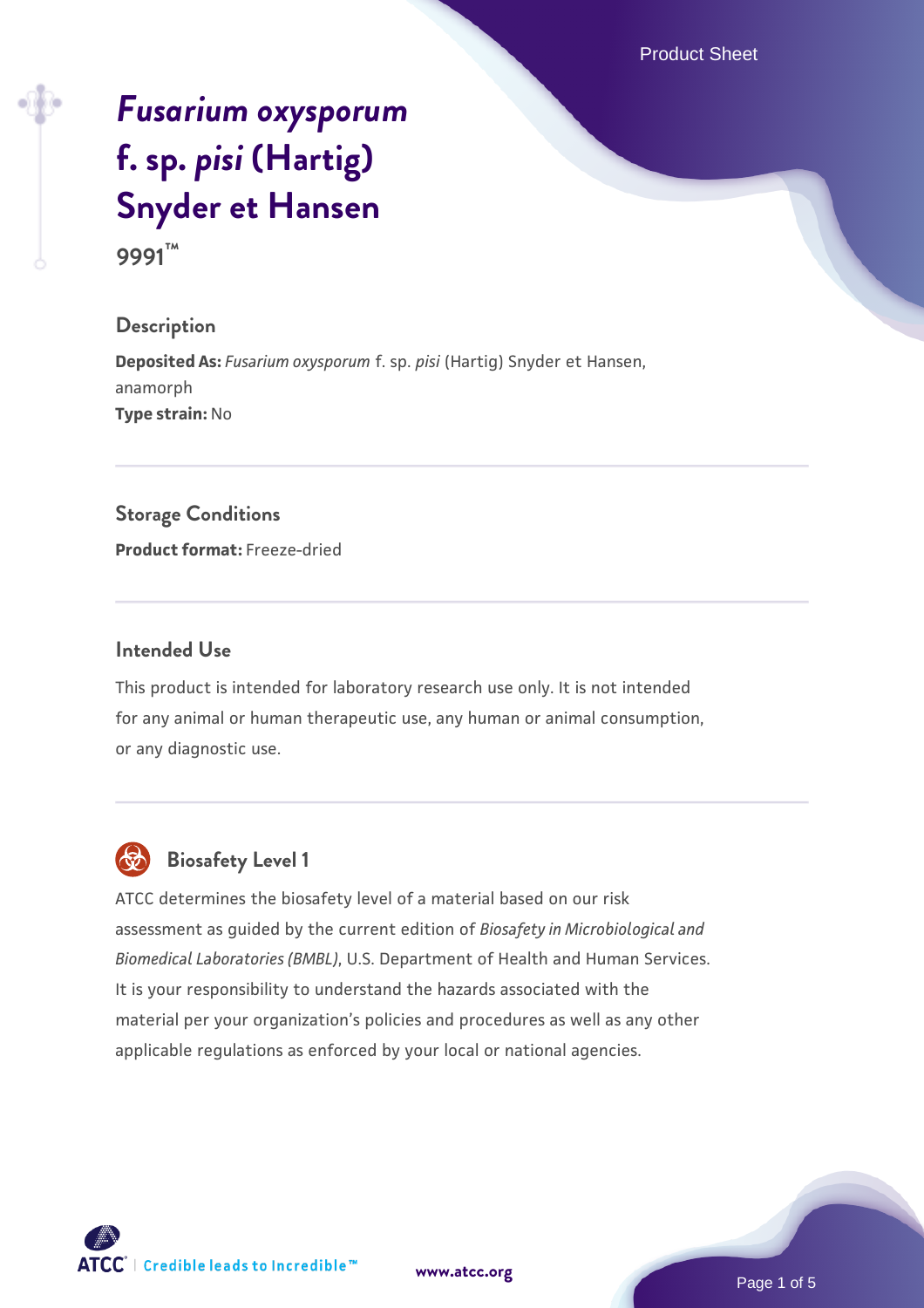# *Fusarium oxysporum* f. sp. *pisi* (Hartig) Snyder et Hansen

**9991™**

## Description

**Deposited As:** *Fusarium oxysporum* f. sp. *pisi* (Hartig) Snyder et Hansen, anamorph

**Type strain:** No

## Storage Conditions

**Product format:** Freeze-dried

## Intended Use

This product is intended for laboratory research use only. It is not intended for any animal or human therapeutic use, any human or animal consumption, or any diagnostic use.

## Biosafety Level 1

ATCC determines the biosafety level of a material based on our risk assessment as guided by the current edition of *Biosafety in Microbiological and Biomedical Laboratories (BMBL)*, U.S. Department of Health and Human Services. It is your responsibility to understand the hazards associated with the material per your organization's policies and procedures as well as any other applicable regulations as enforced by your local or national agencies.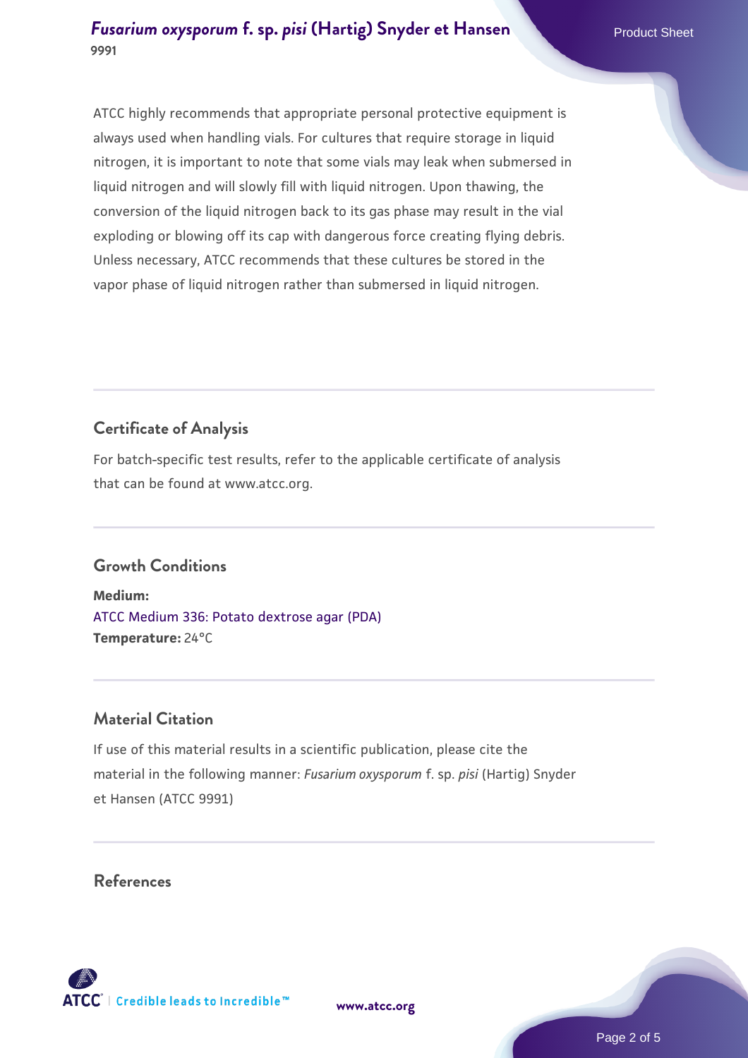ATCC highly recommends that appropriate personal protective equipment is always used when handling vials. For cultures that require storage in liquid nitrogen, it is important to note that some vials may leak when submersed in liquid nitrogen and will slowly fill with liquid nitrogen. Upon thawing, the conversion of the liquid nitrogen back to its gas phase may result in the vial exploding or blowing off its cap with dangerous force creating flying debris. Unless necessary, ATCC recommends that these cultures be stored in the vapor phase of liquid nitrogen rather than submersed in liquid nitrogen.

## Certificate of Analysis

For batch-specific test results, refer to the applicable certificate of analysis that can be found at www.atcc.org.

## Growth Conditions

**Medium:**
ATCC Medium 336: Potato dextrose agar (PDA)
**Temperature:** 24°C

## Material Citation

If use of this material results in a scientific publication, please cite the material in the following manner: *Fusarium oxysporum* f. sp. *pisi* (Hartig) Snyder et Hansen (ATCC 9991)

## References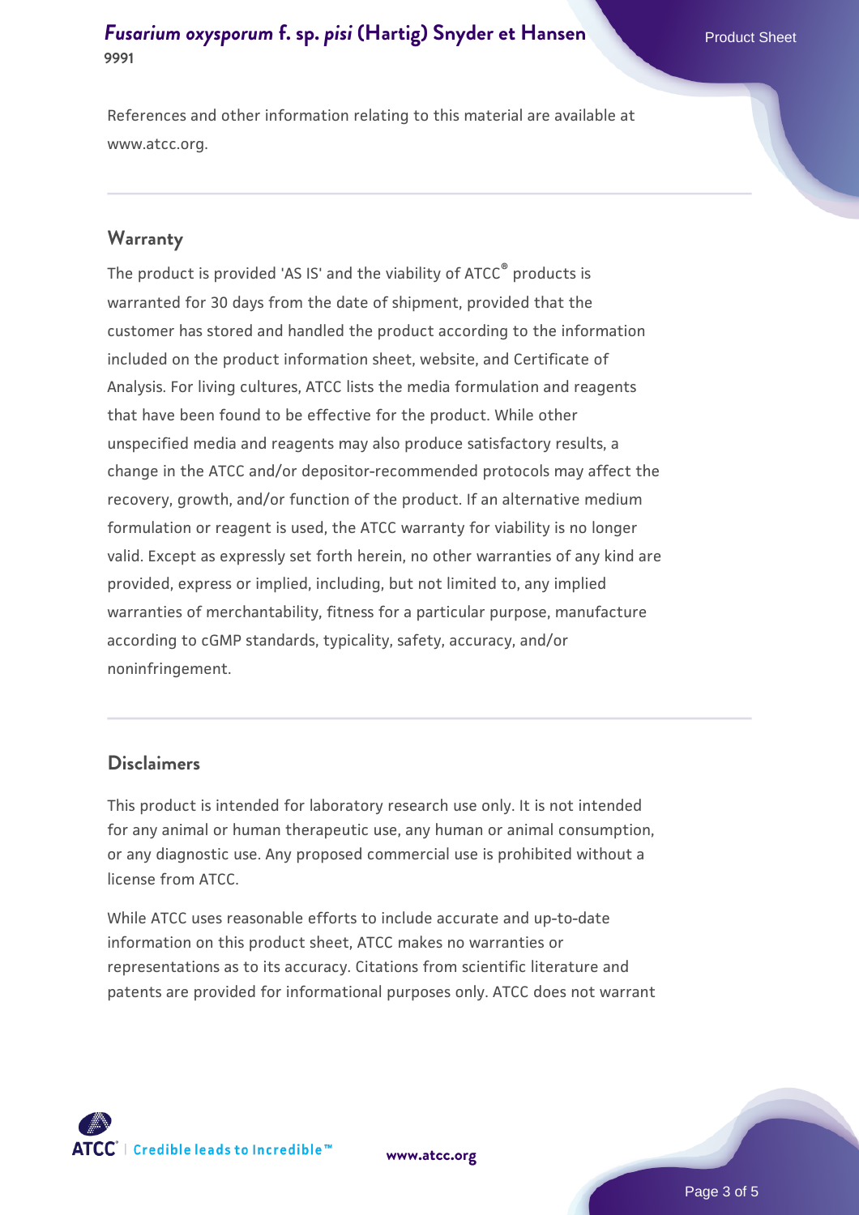References and other information relating to this material are available at www.atcc.org.

## Warranty

The product is provided 'AS IS' and the viability of ATCC® products is warranted for 30 days from the date of shipment, provided that the customer has stored and handled the product according to the information included on the product information sheet, website, and Certificate of Analysis. For living cultures, ATCC lists the media formulation and reagents that have been found to be effective for the product. While other unspecified media and reagents may also produce satisfactory results, a change in the ATCC and/or depositor-recommended protocols may affect the recovery, growth, and/or function of the product. If an alternative medium formulation or reagent is used, the ATCC warranty for viability is no longer valid. Except as expressly set forth herein, no other warranties of any kind are provided, express or implied, including, but not limited to, any implied warranties of merchantability, fitness for a particular purpose, manufacture according to cGMP standards, typicality, safety, accuracy, and/or noninfringement.

## Disclaimers

This product is intended for laboratory research use only. It is not intended for any animal or human therapeutic use, any human or animal consumption, or any diagnostic use. Any proposed commercial use is prohibited without a license from ATCC.

While ATCC uses reasonable efforts to include accurate and up-to-date information on this product sheet, ATCC makes no warranties or representations as to its accuracy. Citations from scientific literature and patents are provided for informational purposes only. ATCC does not warrant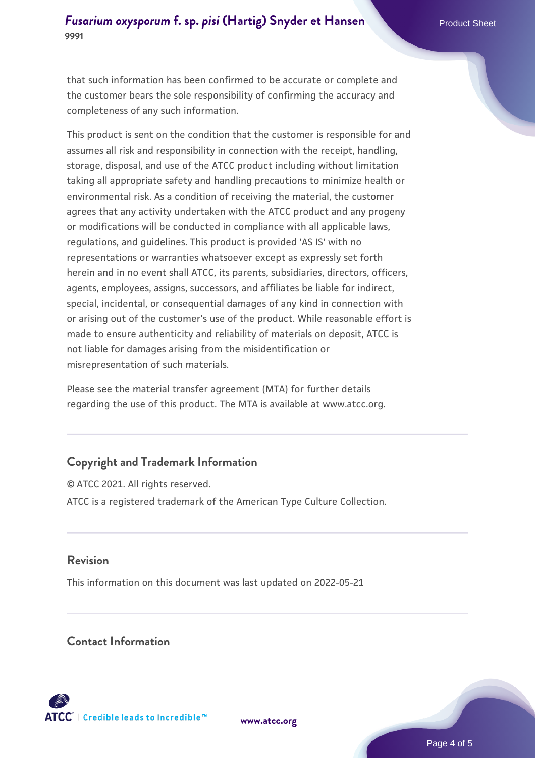that such information has been confirmed to be accurate or complete and the customer bears the sole responsibility of confirming the accuracy and completeness of any such information.

This product is sent on the condition that the customer is responsible for and assumes all risk and responsibility in connection with the receipt, handling, storage, disposal, and use of the ATCC product including without limitation taking all appropriate safety and handling precautions to minimize health or environmental risk. As a condition of receiving the material, the customer agrees that any activity undertaken with the ATCC product and any progeny or modifications will be conducted in compliance with all applicable laws, regulations, and guidelines. This product is provided 'AS IS' with no representations or warranties whatsoever except as expressly set forth herein and in no event shall ATCC, its parents, subsidiaries, directors, officers, agents, employees, assigns, successors, and affiliates be liable for indirect, special, incidental, or consequential damages of any kind in connection with or arising out of the customer's use of the product. While reasonable effort is made to ensure authenticity and reliability of materials on deposit, ATCC is not liable for damages arising from the misidentification or misrepresentation of such materials.

Please see the material transfer agreement (MTA) for further details regarding the use of this product. The MTA is available at www.atcc.org.

## Copyright and Trademark Information

© ATCC 2021. All rights reserved.

ATCC is a registered trademark of the American Type Culture Collection.

## Revision

This information on this document was last updated on 2022-05-21

## Contact Information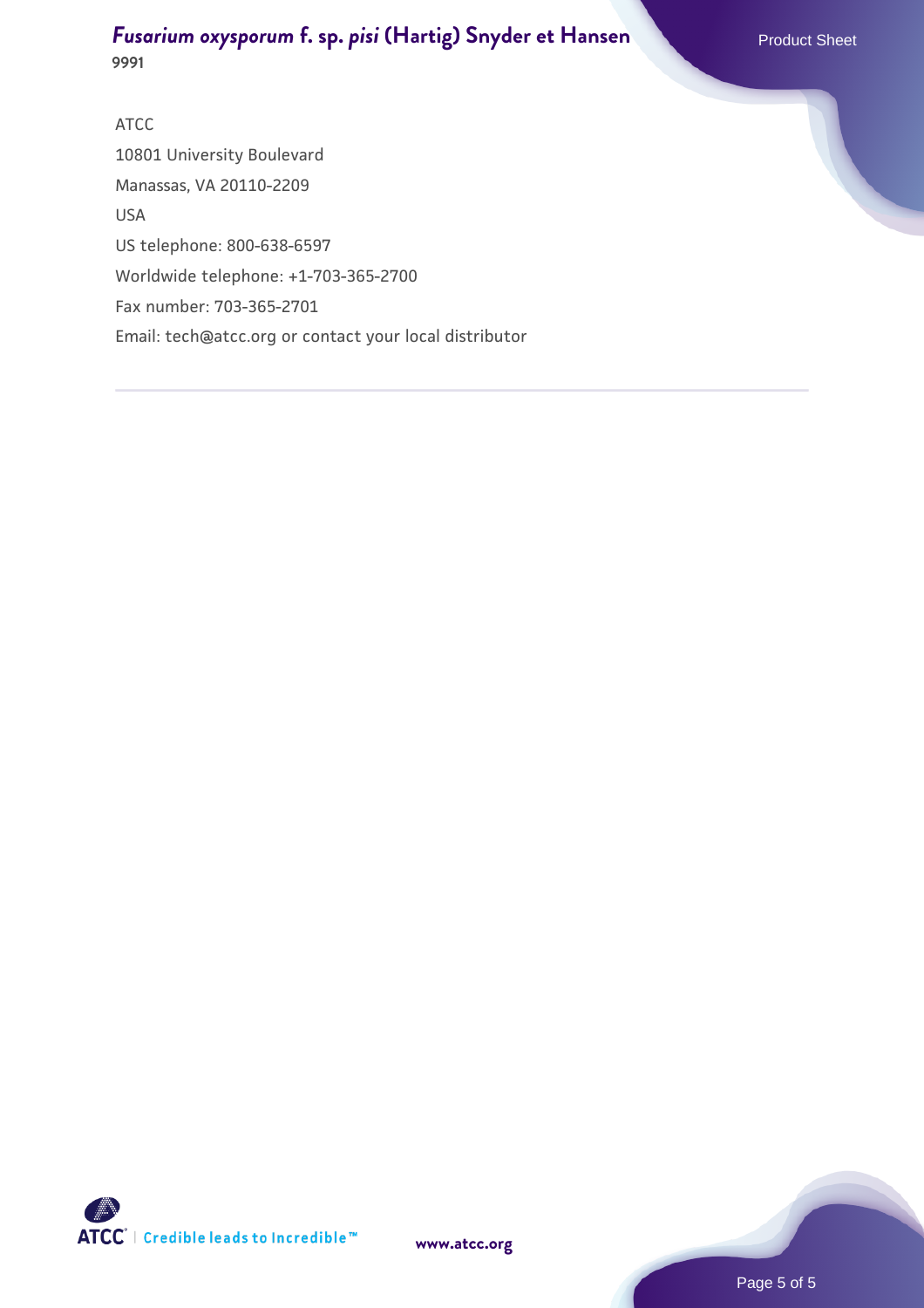ATCC

10801 University Boulevard

Manassas, VA 20110-2209

USA

US telephone: 800-638-6597

Worldwide telephone: +1-703-365-2700

Fax number: 703-365-2701

Email: tech@atcc.org or contact your local distributor